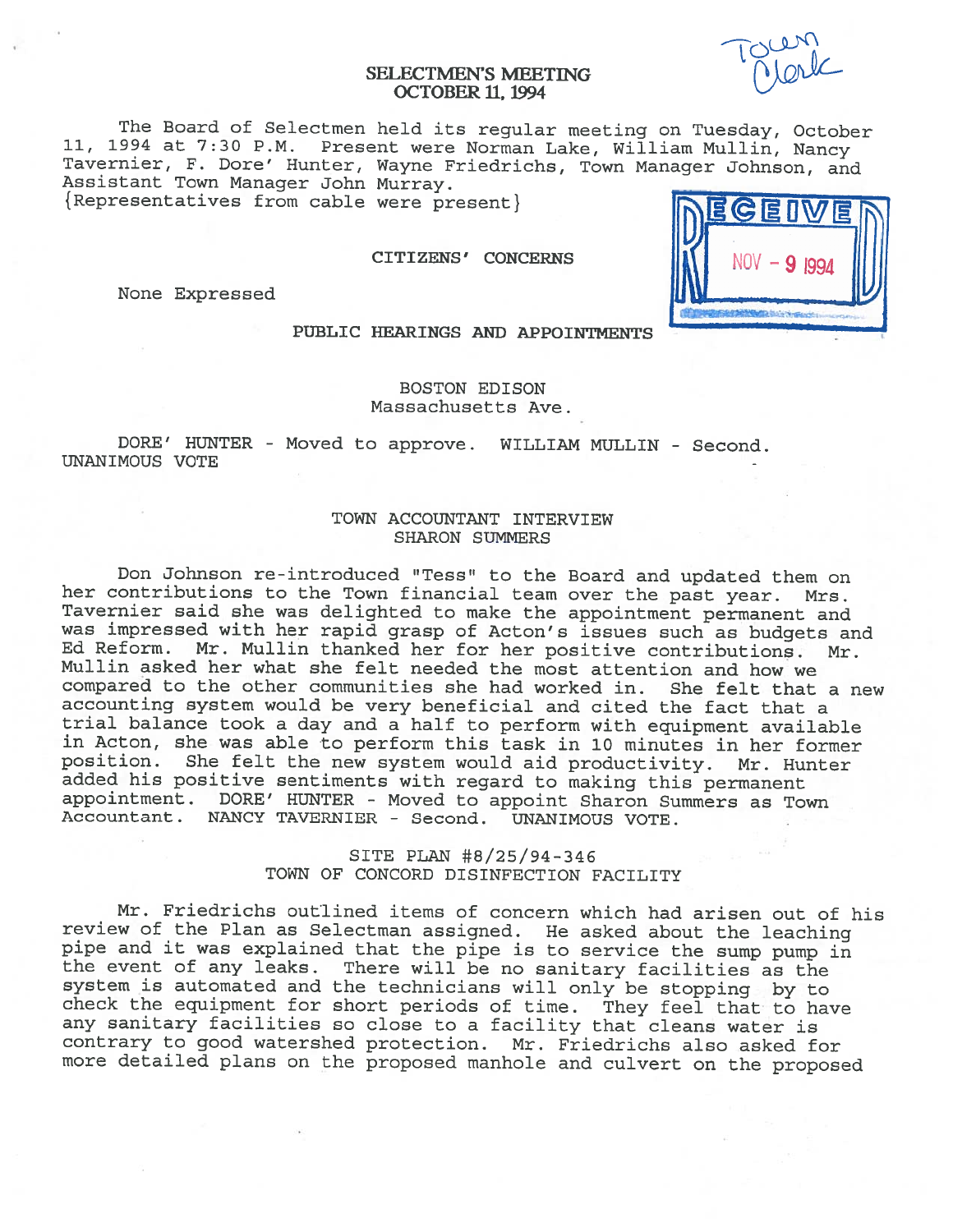# SELECTMEN'S MEETING
## OCTOBER 11, 1994

Town Clerk

RECEIVED NOV - 9 1994

The Board of Selectmen held its regular meeting on Tuesday, October 11, 1994 at 7:30 P.M. Present were Norman Lake, William Mullin, Nancy Tavernier, F. Dore' Hunter, Wayne Friedrichs, Town Manager Johnson, and Assistant Town Manager John Murray.
{Representatives from cable were present}

### CITIZENS' CONCERNS

None Expressed

### PUBLIC HEARINGS AND APPOINTMENTS

#### BOSTON EDISON
Massachusetts Ave.

DORE' HUNTER - Moved to approve. WILLIAM MULLIN - Second. UNANIMOUS VOTE

#### TOWN ACCOUNTANT INTERVIEW
SHARON SUMMERS

Don Johnson re-introduced "Tess" to the Board and updated them on her contributions to the Town financial team over the past year. Mrs. Tavernier said she was delighted to make the appointment permanent and was impressed with her rapid grasp of Acton's issues such as budgets and Ed Reform. Mr. Mullin thanked her for her positive contributions. Mr. Mullin asked her what she felt needed the most attention and how we compared to the other communities she had worked in. She felt that a new accounting system would be very beneficial and cited the fact that a trial balance took a day and a half to perform with equipment available in Acton, she was able to perform this task in 10 minutes in her former position. She felt the new system would aid productivity. Mr. Hunter added his positive sentiments with regard to making this permanent appointment. DORE' HUNTER - Moved to appoint Sharon Summers as Town Accountant. NANCY TAVERNIER - Second. UNANIMOUS VOTE.

#### SITE PLAN #8/25/94-346
TOWN OF CONCORD DISINFECTION FACILITY

Mr. Friedrichs outlined items of concern which had arisen out of his review of the Plan as Selectman assigned. He asked about the leaching pipe and it was explained that the pipe is to service the sump pump in the event of any leaks. There will be no sanitary facilities as the system is automated and the technicians will only be stopping by to check the equipment for short periods of time. They feel that to have any sanitary facilities so close to a facility that cleans water is contrary to good watershed protection. Mr. Friedrichs also asked for more detailed plans on the proposed manhole and culvert on the proposed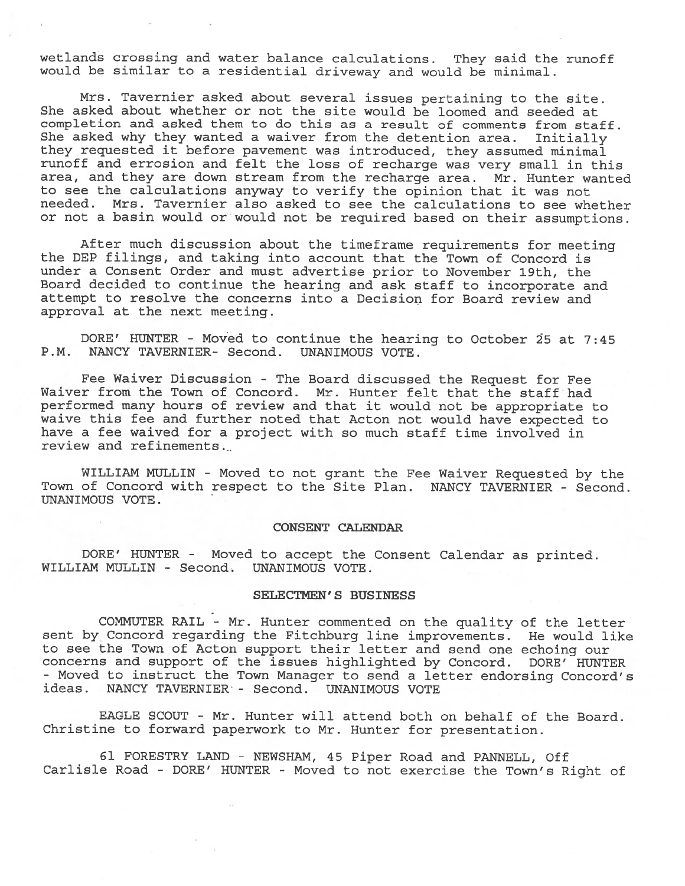wetlands crossing and water balance calculations. They said the runoff would be similar to a residential driveway and would be minimal.

Mrs. Tavernier asked about several issues pertaining to the site. She asked about whether or not the site would be loomed and seeded at completion and asked them to do this as a result of comments from staff. She asked why they wanted a waiver from the detention area. Initially they requested it before pavement was introduced, they assumed minimal runoff and errosion and felt the loss of recharge was very small in this area, and they are down stream from the recharge area. Mr. Hunter wanted to see the calculations anyway to verify the opinion that it was not needed. Mrs. Tavernier also asked to see the calculations to see whether or not a basin would or would not be required based on their assumptions.

After much discussion about the timeframe requirements for meeting the DEP filings, and taking into account that the Town of Concord is under a Consent Order and must advertise prior to November 19th, the Board decided to continue the hearing and ask staff to incorporate and attempt to resolve the concerns into a Decision for Board review and approval at the next meeting.

DORE' HUNTER - Moved to continue the hearing to October 25 at 7:45 P.M. NANCY TAVERNIER- Second. UNANIMOUS VOTE.

Fee Waiver Discussion - The Board discussed the Request for Fee Waiver from the Town of Concord. Mr. Hunter felt that the staff had performed many hours of review and that it would not be appropriate to waive this fee and further noted that Acton not would have expected to have a fee waived for a project with so much staff time involved in review and refinements.

WILLIAM MULLIN - Moved to not grant the Fee Waiver Requested by the Town of Concord with respect to the Site Plan. NANCY TAVERNIER - Second. UNANIMOUS VOTE.

## CONSENT CALENDAR

DORE' HUNTER - Moved to accept the Consent Calendar as printed. WILLIAM MULLIN - Second. UNANIMOUS VOTE.

## SELECTMEN'S BUSINESS

COMMUTER RAIL - Mr. Hunter commented on the quality of the letter sent by Concord regarding the Fitchburg line improvements. He would like to see the Town of Acton support their letter and send one echoing our concerns and support of the issues highlighted by Concord. DORE' HUNTER - Moved to instruct the Town Manager to send a letter endorsing Concord's ideas. NANCY TAVERNIER - Second. UNANIMOUS VOTE

EAGLE SCOUT - Mr. Hunter will attend both on behalf of the Board. Christine to forward paperwork to Mr. Hunter for presentation.

61 FORESTRY LAND - NEWSHAM, 45 Piper Road and PANNELL, Off Carlisle Road - DORE' HUNTER - Moved to not exercise the Town's Right of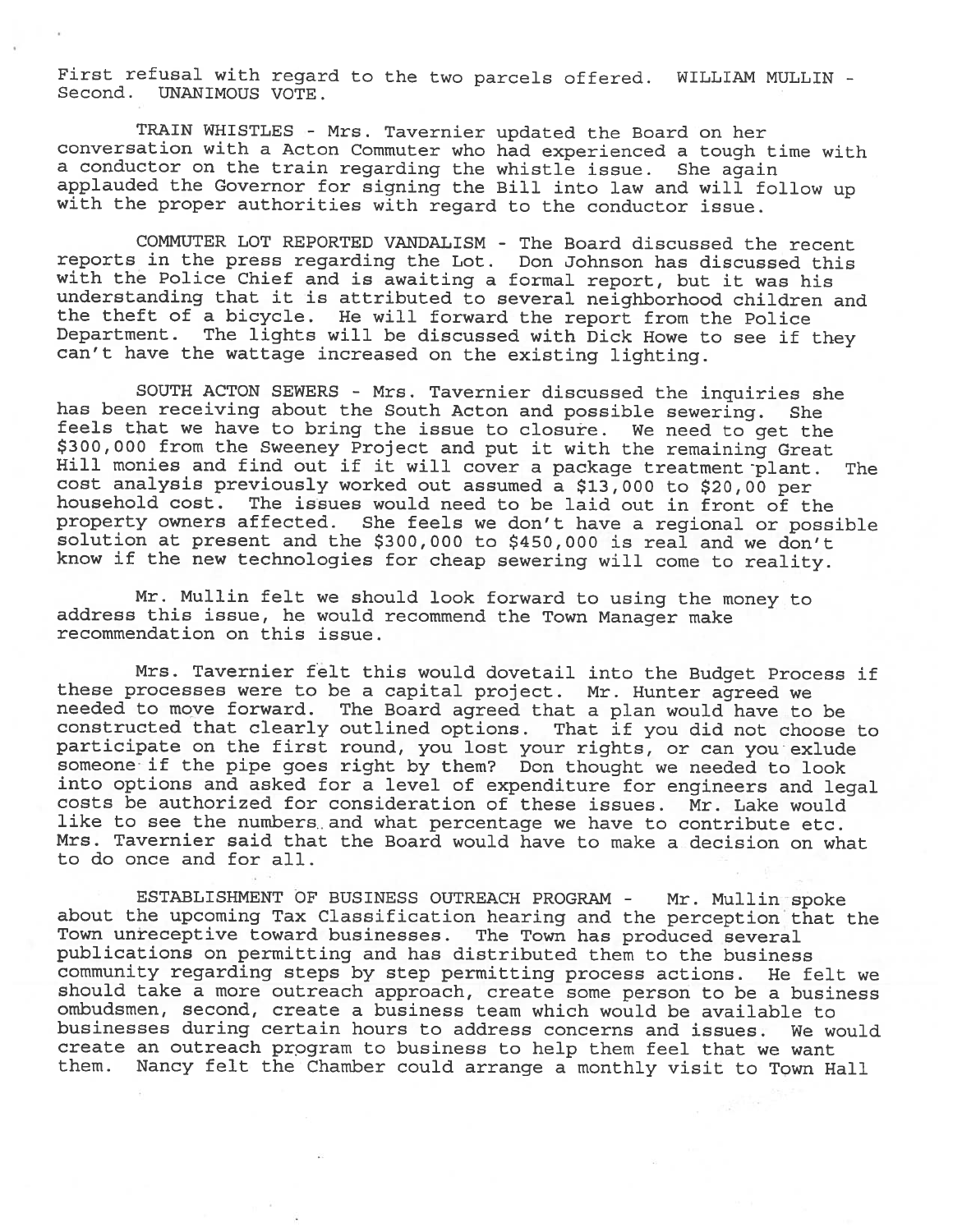First refusal with regard to the two parcels offered. WILLIAM MULLIN - Second. UNANIMOUS VOTE.

TRAIN WHISTLES - Mrs. Tavernier updated the Board on her conversation with a Acton Commuter who had experienced a tough time with a conductor on the train regarding the whistle issue. She again applauded the Governor for signing the Bill into law and will follow up with the proper authorities with regard to the conductor issue.

COMMUTER LOT REPORTED VANDALISM - The Board discussed the recent reports in the press regarding the Lot. Don Johnson has discussed this with the Police Chief and is awaiting a formal report, but it was his understanding that it is attributed to several neighborhood children and the theft of a bicycle. He will forward the report from the Police Department. The lights will be discussed with Dick Howe to see if they can't have the wattage increased on the existing lighting.

SOUTH ACTON SEWERS - Mrs. Tavernier discussed the inquiries she has been receiving about the South Acton and possible sewering. She feels that we have to bring the issue to closure. We need to get the $300,000 from the Sweeney Project and put it with the remaining Great Hill monies and find out if it will cover a package treatment plant. The cost analysis previously worked out assumed a $13,000 to $20,00 per household cost. The issues would need to be laid out in front of the property owners affected. She feels we don't have a regional or possible solution at present and the $300,000 to $450,000 is real and we don't know if the new technologies for cheap sewering will come to reality.

Mr. Mullin felt we should look forward to using the money to address this issue, he would recommend the Town Manager make recommendation on this issue.

Mrs. Tavernier felt this would dovetail into the Budget Process if these processes were to be a capital project. Mr. Hunter agreed we needed to move forward. The Board agreed that a plan would have to be constructed that clearly outlined options. That if you did not choose to participate on the first round, you lost your rights, or can you exlude someone if the pipe goes right by them? Don thought we needed to look into options and asked for a level of expenditure for engineers and legal costs be authorized for consideration of these issues. Mr. Lake would like to see the numbers and what percentage we have to contribute etc. Mrs. Tavernier said that the Board would have to make a decision on what to do once and for all.

ESTABLISHMENT OF BUSINESS OUTREACH PROGRAM - Mr. Mullin spoke about the upcoming Tax Classification hearing and the perception that the Town unreceptive toward businesses. The Town has produced several publications on permitting and has distributed them to the business community regarding steps by step permitting process actions. He felt we should take a more outreach approach, create some person to be a business ombudsmen, second, create a business team which would be available to businesses during certain hours to address concerns and issues. We would create an outreach program to business to help them feel that we want them. Nancy felt the Chamber could arrange a monthly visit to Town Hall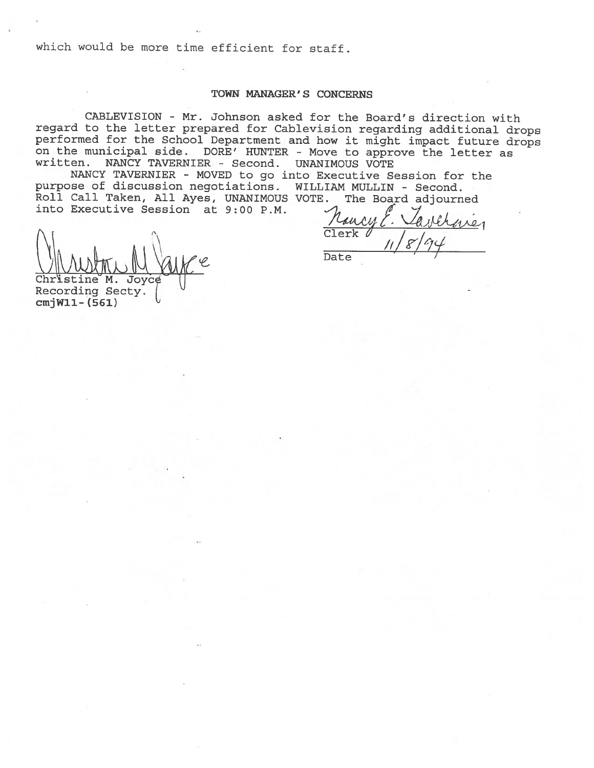which would be more time efficient for staff.

## TOWN MANAGER'S CONCERNS

CABLEVISION - Mr. Johnson asked for the Board's direction with regard to the letter prepared for Cablevision regarding additional drops performed for the School Department and how it might impact future drops on the municipal side. DORE' HUNTER - Move to approve the letter as written. NANCY TAVERNIER - Second. UNANIMOUS VOTE

NANCY TAVERNIER - MOVED to go into Executive Session for the purpose of discussion negotiations. WILLIAM MULLIN - Second. Roll Call Taken, All Ayes, UNANIMOUS VOTE. The Board adjourned into Executive Session at 9:00 P.M.

Christine M. Joyce
Christine M. Joyce
Recording Secty.
cmjW11-(561)

Nancy E. Tavernier
Clerk

11/8/94
Date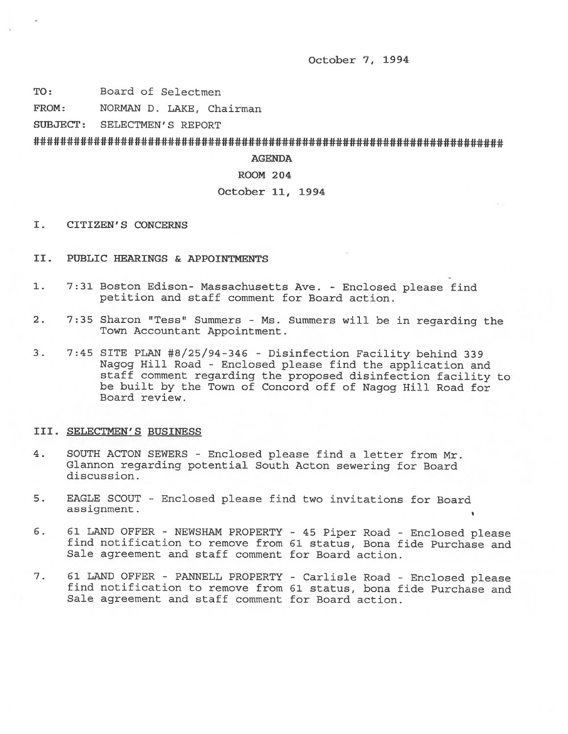October 7, 1994

**TO:** Board of Selectmen

**FROM:** NORMAN D. LAKE, Chairman

**SUBJECT:** SELECTMEN'S REPORT

##############################################################################

**AGENDA**

**ROOM 204**

October 11, 1994

I. CITIZEN'S CONCERNS

II. PUBLIC HEARINGS & APPOINTMENTS

1. 7:31 Boston Edison- Massachusetts Ave. - Enclosed please find petition and staff comment for Board action.

2. 7:35 Sharon "Tess" Summers - Ms. Summers will be in regarding the Town Accountant Appointment.

3. 7:45 SITE PLAN #8/25/94-346 - Disinfection Facility behind 339 Nagog Hill Road - Enclosed please find the application and staff comment regarding the proposed disinfection facility to be built by the Town of Concord off of Nagog Hill Road for Board review.

III. <u>SELECTMEN'S BUSINESS</u>

4. SOUTH ACTON SEWERS - Enclosed please find a letter from Mr. Glannon regarding potential South Acton sewering for Board discussion.

5. EAGLE SCOUT - Enclosed please find two invitations for Board assignment.

6. 61 LAND OFFER - NEWSHAM PROPERTY - 45 Piper Road - Enclosed please find notification to remove from 61 status, Bona fide Purchase and Sale agreement and staff comment for Board action.

7. 61 LAND OFFER - PANNELL PROPERTY - Carlisle Road - Enclosed please find notification to remove from 61 status, bona fide Purchase and Sale agreement and staff comment for Board action.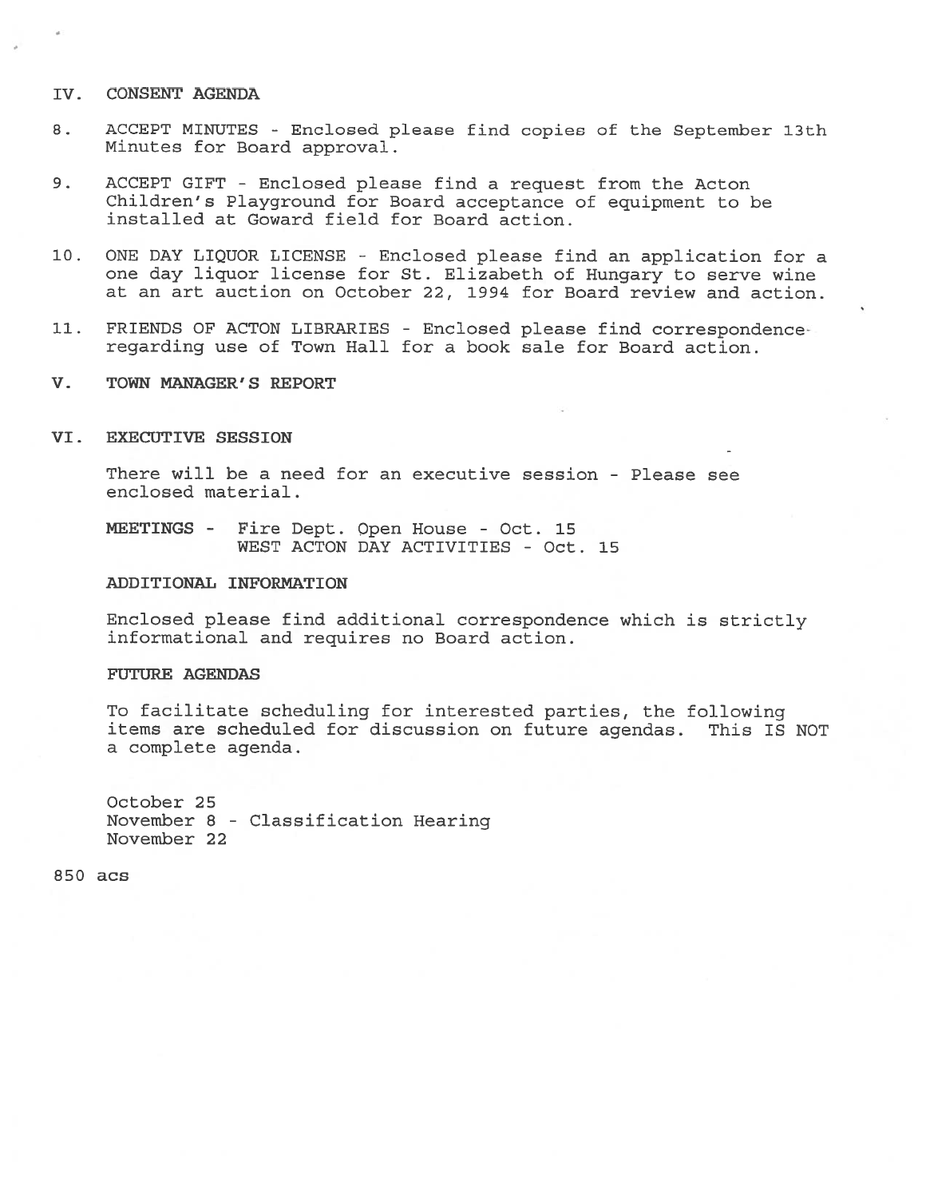## IV. CONSENT AGENDA

8. ACCEPT MINUTES - Enclosed please find copies of the September 13th Minutes for Board approval.

9. ACCEPT GIFT - Enclosed please find a request from the Acton Children's Playground for Board acceptance of equipment to be installed at Goward field for Board action.

10. ONE DAY LIQUOR LICENSE - Enclosed please find an application for a one day liquor license for St. Elizabeth of Hungary to serve wine at an art auction on October 22, 1994 for Board review and action.

11. FRIENDS OF ACTON LIBRARIES - Enclosed please find correspondence regarding use of Town Hall for a book sale for Board action.

## V. TOWN MANAGER'S REPORT

## VI. EXECUTIVE SESSION

There will be a need for an executive session - Please see enclosed material.

**MEETINGS** - Fire Dept. Open House - Oct. 15
WEST ACTON DAY ACTIVITIES - Oct. 15

**ADDITIONAL INFORMATION**

Enclosed please find additional correspondence which is strictly informational and requires no Board action.

**FUTURE AGENDAS**

To facilitate scheduling for interested parties, the following items are scheduled for discussion on future agendas. This IS NOT a complete agenda.

October 25
November 8 - Classification Hearing
November 22

850 acs